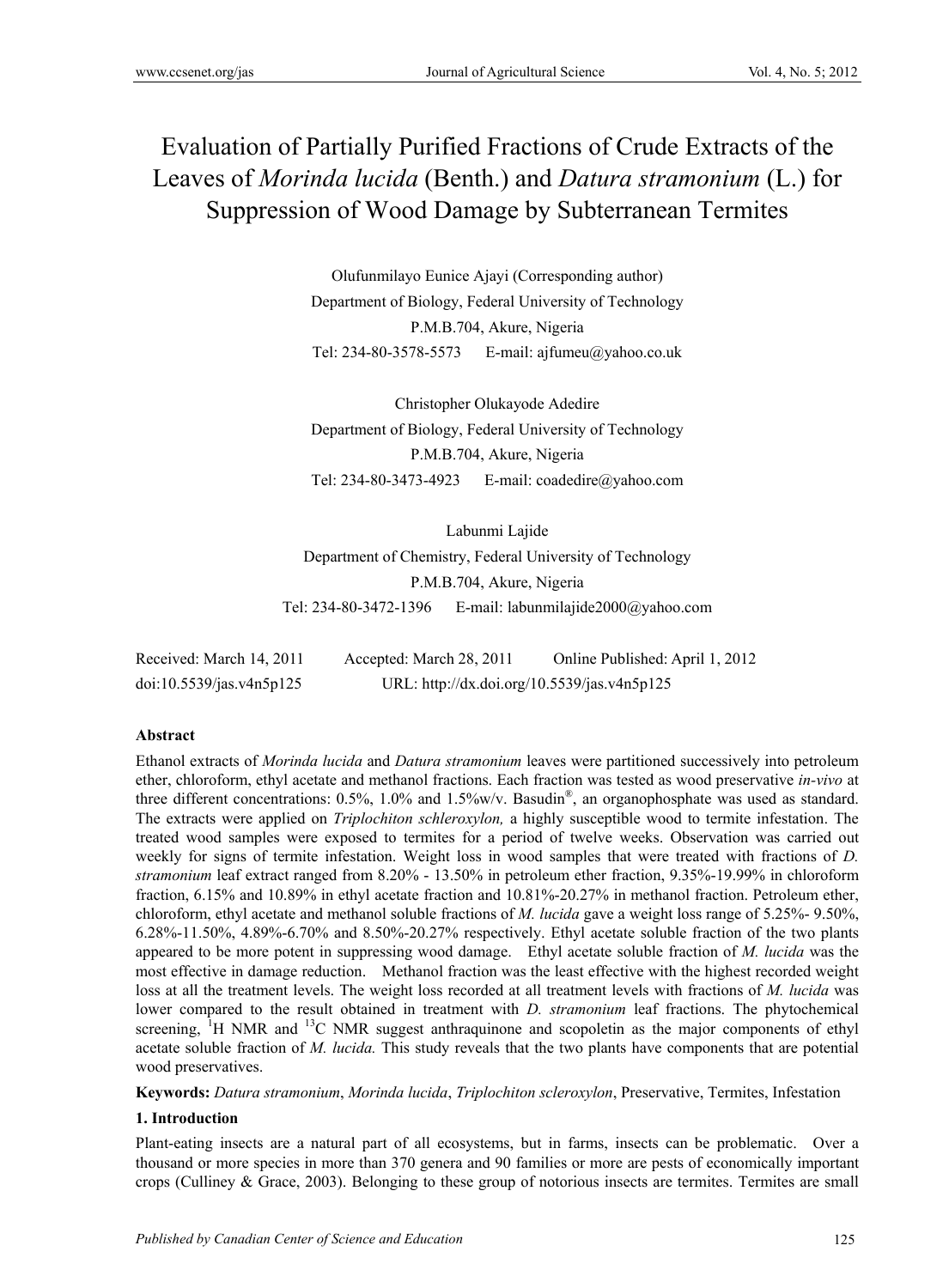# Evaluation of Partially Purified Fractions of Crude Extracts of the Leaves of *Morinda lucida* (Benth.) and *Datura stramonium* (L.) for Suppression of Wood Damage by Subterranean Termites

Olufunmilayo Eunice Ajayi (Corresponding author)
Department of Biology, Federal University of Technology
P.M.B.704, Akure, Nigeria
Tel: 234-80-3578-5573 E-mail: ajfumeu@yahoo.co.uk

Christopher Olukayode Adedire
Department of Biology, Federal University of Technology
P.M.B.704, Akure, Nigeria
Tel: 234-80-3473-4923 E-mail: coadedire@yahoo.com

Labunmi Lajide
Department of Chemistry, Federal University of Technology
P.M.B.704, Akure, Nigeria
Tel: 234-80-3472-1396 E-mail: labunmilajide2000@yahoo.com

Received: March 14, 2011 Accepted: March 28, 2011 Online Published: April 1, 2012
doi:10.5539/jas.v4n5p125 URL: http://dx.doi.org/10.5539/jas.v4n5p125

**Abstract**

Ethanol extracts of *Morinda lucida* and *Datura stramonium* leaves were partitioned successively into petroleum ether, chloroform, ethyl acetate and methanol fractions. Each fraction was tested as wood preservative *in-vivo* at three different concentrations: 0.5%, 1.0% and 1.5%w/v. Basudin®, an organophosphate was used as standard. The extracts were applied on *Triplochiton schleroxylon,* a highly susceptible wood to termite infestation. The treated wood samples were exposed to termites for a period of twelve weeks. Observation was carried out weekly for signs of termite infestation. Weight loss in wood samples that were treated with fractions of *D. stramonium* leaf extract ranged from 8.20% - 13.50% in petroleum ether fraction, 9.35%-19.99% in chloroform fraction, 6.15% and 10.89% in ethyl acetate fraction and 10.81%-20.27% in methanol fraction. Petroleum ether, chloroform, ethyl acetate and methanol soluble fractions of *M. lucida* gave a weight loss range of 5.25%- 9.50%, 6.28%-11.50%, 4.89%-6.70% and 8.50%-20.27% respectively. Ethyl acetate soluble fraction of the two plants appeared to be more potent in suppressing wood damage. Ethyl acetate soluble fraction of *M. lucida* was the most effective in damage reduction. Methanol fraction was the least effective with the highest recorded weight loss at all the treatment levels. The weight loss recorded at all treatment levels with fractions of *M. lucida* was lower compared to the result obtained in treatment with *D. stramonium* leaf fractions. The phytochemical screening, $^{1}$H NMR and $^{13}$C NMR suggest anthraquinone and scopoletin as the major components of ethyl acetate soluble fraction of *M. lucida.* This study reveals that the two plants have components that are potential wood preservatives.

**Keywords:** *Datura stramonium*, *Morinda lucida*, *Triplochiton scleroxylon*, Preservative, Termites, Infestation

## 1. Introduction

Plant-eating insects are a natural part of all ecosystems, but in farms, insects can be problematic. Over a thousand or more species in more than 370 genera and 90 families or more are pests of economically important crops (Culliney & Grace, 2003). Belonging to these group of notorious insects are termites. Termites are small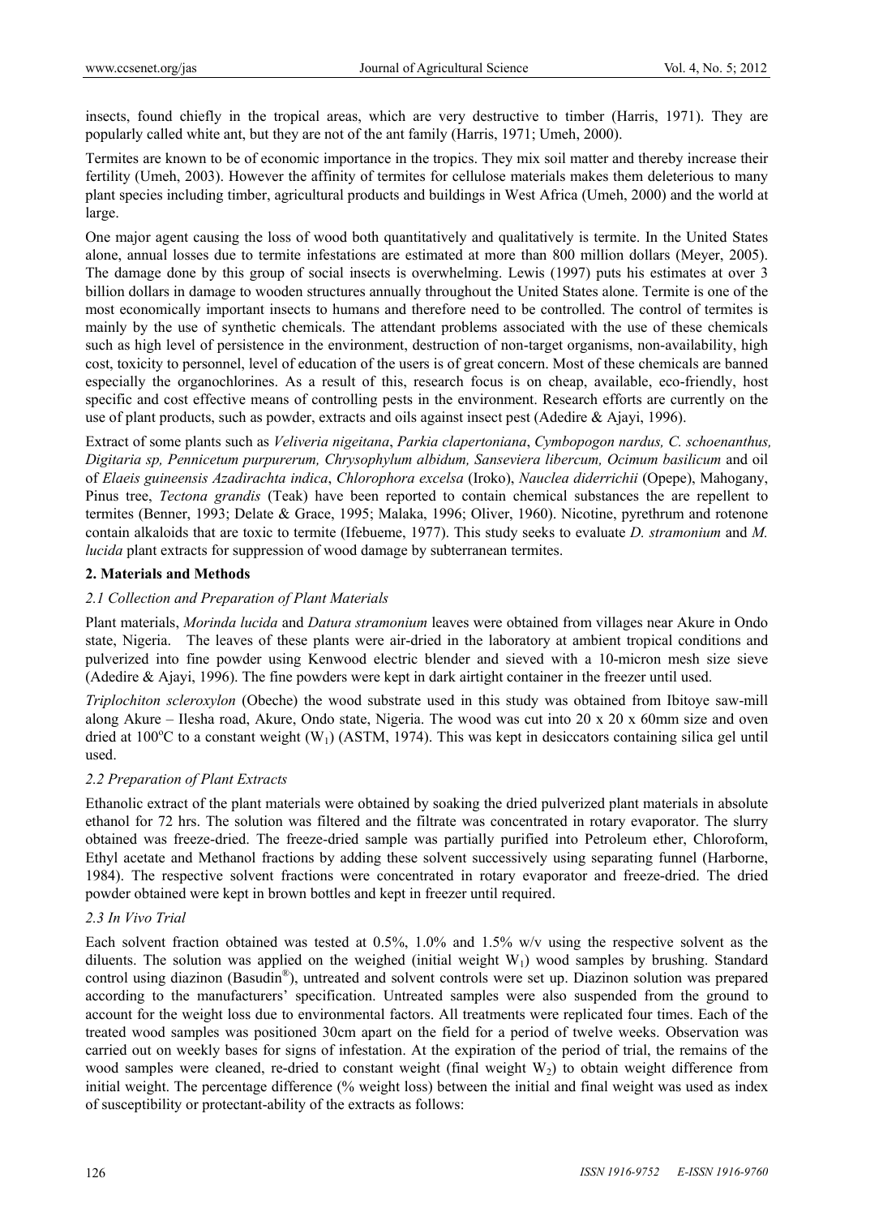insects, found chiefly in the tropical areas, which are very destructive to timber (Harris, 1971). They are popularly called white ant, but they are not of the ant family (Harris, 1971; Umeh, 2000).

Termites are known to be of economic importance in the tropics. They mix soil matter and thereby increase their fertility (Umeh, 2003). However the affinity of termites for cellulose materials makes them deleterious to many plant species including timber, agricultural products and buildings in West Africa (Umeh, 2000) and the world at large.

One major agent causing the loss of wood both quantitatively and qualitatively is termite. In the United States alone, annual losses due to termite infestations are estimated at more than 800 million dollars (Meyer, 2005). The damage done by this group of social insects is overwhelming. Lewis (1997) puts his estimates at over 3 billion dollars in damage to wooden structures annually throughout the United States alone. Termite is one of the most economically important insects to humans and therefore need to be controlled. The control of termites is mainly by the use of synthetic chemicals. The attendant problems associated with the use of these chemicals such as high level of persistence in the environment, destruction of non-target organisms, non-availability, high cost, toxicity to personnel, level of education of the users is of great concern. Most of these chemicals are banned especially the organochlorines. As a result of this, research focus is on cheap, available, eco-friendly, host specific and cost effective means of controlling pests in the environment. Research efforts are currently on the use of plant products, such as powder, extracts and oils against insect pest (Adedire & Ajayi, 1996).

Extract of some plants such as *Veliveria nigeitana*, *Parkia clapertoniana*, *Cymbopogon nardus, C. schoenanthus, Digitaria sp, Pennicetum purpurerum, Chrysophylum albidum, Sanseviera libercum, Ocimum basilicum* and oil of *Elaeis guineensis Azadirachta indica*, *Chlorophora excelsa* (Iroko), *Nauclea diderrichii* (Opepe), Mahogany, Pinus tree, *Tectona grandis* (Teak) have been reported to contain chemical substances the are repellent to termites (Benner, 1993; Delate & Grace, 1995; Malaka, 1996; Oliver, 1960). Nicotine, pyrethrum and rotenone contain alkaloids that are toxic to termite (Ifebueme, 1977). This study seeks to evaluate *D. stramonium* and *M. lucida* plant extracts for suppression of wood damage by subterranean termites.

## 2. Materials and Methods

### *2.1 Collection and Preparation of Plant Materials*

Plant materials, *Morinda lucida* and *Datura stramonium* leaves were obtained from villages near Akure in Ondo state, Nigeria. The leaves of these plants were air-dried in the laboratory at ambient tropical conditions and pulverized into fine powder using Kenwood electric blender and sieved with a 10-micron mesh size sieve (Adedire & Ajayi, 1996). The fine powders were kept in dark airtight container in the freezer until used.

*Triplochiton scleroxylon* (Obeche) the wood substrate used in this study was obtained from Ibitoye saw-mill along Akure – Ilesha road, Akure, Ondo state, Nigeria. The wood was cut into 20 x 20 x 60mm size and oven dried at 100°C to a constant weight ($W_1$) (ASTM, 1974). This was kept in desiccators containing silica gel until used.

### *2.2 Preparation of Plant Extracts*

Ethanolic extract of the plant materials were obtained by soaking the dried pulverized plant materials in absolute ethanol for 72 hrs. The solution was filtered and the filtrate was concentrated in rotary evaporator. The slurry obtained was freeze-dried. The freeze-dried sample was partially purified into Petroleum ether, Chloroform, Ethyl acetate and Methanol fractions by adding these solvent successively using separating funnel (Harborne, 1984). The respective solvent fractions were concentrated in rotary evaporator and freeze-dried. The dried powder obtained were kept in brown bottles and kept in freezer until required.

### *2.3 In Vivo Trial*

Each solvent fraction obtained was tested at 0.5%, 1.0% and 1.5% w/v using the respective solvent as the diluents. The solution was applied on the weighed (initial weight $W_1$) wood samples by brushing. Standard control using diazinon (Basudin®), untreated and solvent controls were set up. Diazinon solution was prepared according to the manufacturers' specification. Untreated samples were also suspended from the ground to account for the weight loss due to environmental factors. All treatments were replicated four times. Each of the treated wood samples was positioned 30cm apart on the field for a period of twelve weeks. Observation was carried out on weekly bases for signs of infestation. At the expiration of the period of trial, the remains of the wood samples were cleaned, re-dried to constant weight (final weight $W_2$) to obtain weight difference from initial weight. The percentage difference (% weight loss) between the initial and final weight was used as index of susceptibility or protectant-ability of the extracts as follows: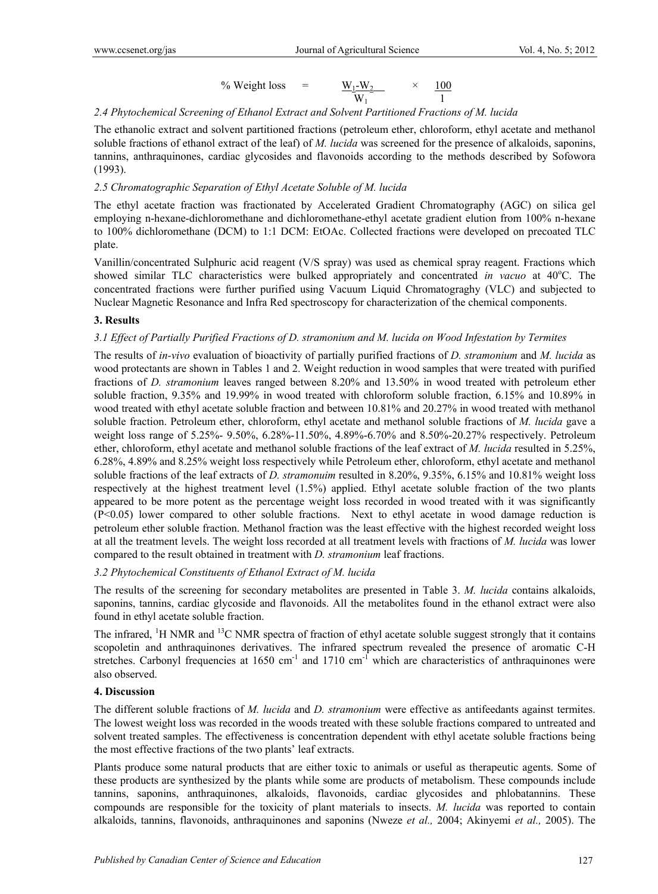$$\% \text{ Weight loss} = \frac{W_1 - W_2}{W_1} \times \frac{100}{1}$$

### *2.4 Phytochemical Screening of Ethanol Extract and Solvent Partitioned Fractions of M. lucida*

The ethanolic extract and solvent partitioned fractions (petroleum ether, chloroform, ethyl acetate and methanol soluble fractions of ethanol extract of the leaf) of *M. lucida* was screened for the presence of alkaloids, saponins, tannins, anthraquinones, cardiac glycosides and flavonoids according to the methods described by Sofowora (1993).

### *2.5 Chromatographic Separation of Ethyl Acetate Soluble of M. lucida*

The ethyl acetate fraction was fractionated by Accelerated Gradient Chromatography (AGC) on silica gel employing n-hexane-dichloromethane and dichloromethane-ethyl acetate gradient elution from 100% n-hexane to 100% dichloromethane (DCM) to 1:1 DCM: EtOAc. Collected fractions were developed on precoated TLC plate.

Vanillin/concentrated Sulphuric acid reagent (V/S spray) was used as chemical spray reagent. Fractions which showed similar TLC characteristics were bulked appropriately and concentrated *in vacuo* at 40°C. The concentrated fractions were further purified using Vacuum Liquid Chromatograghy (VLC) and subjected to Nuclear Magnetic Resonance and Infra Red spectroscopy for characterization of the chemical components.

## 3. Results

### *3.1 Effect of Partially Purified Fractions of D. stramonium and M. lucida on Wood Infestation by Termites*

The results of *in-vivo* evaluation of bioactivity of partially purified fractions of *D. stramonium* and *M. lucida* as wood protectants are shown in Tables 1 and 2. Weight reduction in wood samples that were treated with purified fractions of *D. stramonium* leaves ranged between 8.20% and 13.50% in wood treated with petroleum ether soluble fraction, 9.35% and 19.99% in wood treated with chloroform soluble fraction, 6.15% and 10.89% in wood treated with ethyl acetate soluble fraction and between 10.81% and 20.27% in wood treated with methanol soluble fraction. Petroleum ether, chloroform, ethyl acetate and methanol soluble fractions of *M. lucida* gave a weight loss range of 5.25%- 9.50%, 6.28%-11.50%, 4.89%-6.70% and 8.50%-20.27% respectively. Petroleum ether, chloroform, ethyl acetate and methanol soluble fractions of the leaf extract of *M. lucida* resulted in 5.25%, 6.28%, 4.89% and 8.25% weight loss respectively while Petroleum ether, chloroform, ethyl acetate and methanol soluble fractions of the leaf extracts of *D. stramonuim* resulted in 8.20%, 9.35%, 6.15% and 10.81% weight loss respectively at the highest treatment level (1.5%) applied. Ethyl acetate soluble fraction of the two plants appeared to be more potent as the percentage weight loss recorded in wood treated with it was significantly ($P<0.05$) lower compared to other soluble fractions. Next to ethyl acetate in wood damage reduction is petroleum ether soluble fraction. Methanol fraction was the least effective with the highest recorded weight loss at all the treatment levels. The weight loss recorded at all treatment levels with fractions of *M. lucida* was lower compared to the result obtained in treatment with *D. stramonium* leaf fractions.

### *3.2 Phytochemical Constituents of Ethanol Extract of M. lucida*

The results of the screening for secondary metabolites are presented in Table 3. *M. lucida* contains alkaloids, saponins, tannins, cardiac glycoside and flavonoids. All the metabolites found in the ethanol extract were also found in ethyl acetate soluble fraction.

The infrared, $^1$H NMR and $^{13}$C NMR spectra of fraction of ethyl acetate soluble suggest strongly that it contains scopoletin and anthraquinones derivatives. The infrared spectrum revealed the presence of aromatic C-H stretches. Carbonyl frequencies at 1650 cm$^{-1}$ and 1710 cm$^{-1}$ which are characteristics of anthraquinones were also observed.

## 4. Discussion

The different soluble fractions of *M. lucida* and *D. stramonium* were effective as antifeedants against termites. The lowest weight loss was recorded in the woods treated with these soluble fractions compared to untreated and solvent treated samples. The effectiveness is concentration dependent with ethyl acetate soluble fractions being the most effective fractions of the two plants' leaf extracts.

Plants produce some natural products that are either toxic to animals or useful as therapeutic agents. Some of these products are synthesized by the plants while some are products of metabolism. These compounds include tannins, saponins, anthraquinones, alkaloids, flavonoids, cardiac glycosides and phlobatannins. These compounds are responsible for the toxicity of plant materials to insects. *M. lucida* was reported to contain alkaloids, tannins, flavonoids, anthraquinones and saponins (Nweze *et al.,* 2004; Akinyemi *et al.,* 2005). The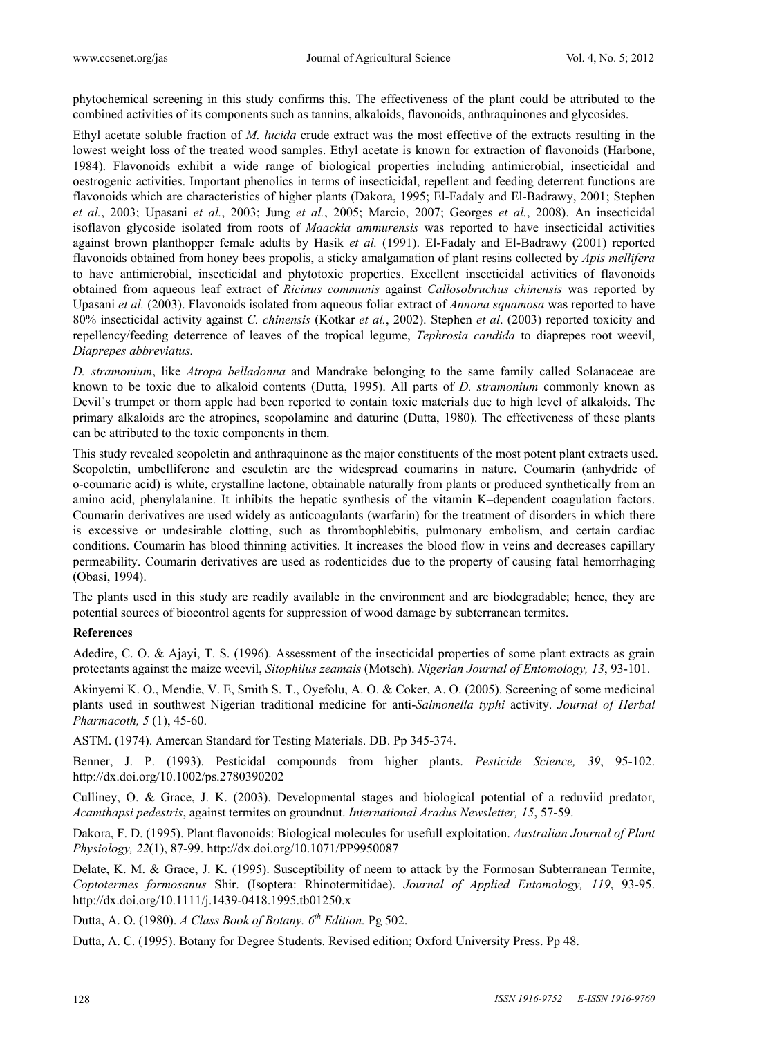phytochemical screening in this study confirms this. The effectiveness of the plant could be attributed to the combined activities of its components such as tannins, alkaloids, flavonoids, anthraquinones and glycosides.

Ethyl acetate soluble fraction of *M. lucida* crude extract was the most effective of the extracts resulting in the lowest weight loss of the treated wood samples. Ethyl acetate is known for extraction of flavonoids (Harbone, 1984). Flavonoids exhibit a wide range of biological properties including antimicrobial, insecticidal and oestrogenic activities. Important phenolics in terms of insecticidal, repellent and feeding deterrent functions are flavonoids which are characteristics of higher plants (Dakora, 1995; El-Fadaly and El-Badrawy, 2001; Stephen *et al.*, 2003; Upasani *et al.*, 2003; Jung *et al.*, 2005; Marcio, 2007; Georges *et al.*, 2008). An insecticidal isoflavon glycoside isolated from roots of *Maackia ammurensis* was reported to have insecticidal activities against brown planthopper female adults by Hasik *et al.* (1991). El-Fadaly and El-Badrawy (2001) reported flavonoids obtained from honey bees propolis, a sticky amalgamation of plant resins collected by *Apis mellifera* to have antimicrobial, insecticidal and phytotoxic properties. Excellent insecticidal activities of flavonoids obtained from aqueous leaf extract of *Ricinus communis* against *Callosobruchus chinensis* was reported by Upasani *et al.* (2003). Flavonoids isolated from aqueous foliar extract of *Annona squamosa* was reported to have 80% insecticidal activity against *C. chinensis* (Kotkar *et al.*, 2002). Stephen *et al*. (2003) reported toxicity and repellency/feeding deterrence of leaves of the tropical legume, *Tephrosia candida* to diaprepes root weevil, *Diaprepes abbreviatus.*

*D. stramonium*, like *Atropa belladonna* and Mandrake belonging to the same family called Solanaceae are known to be toxic due to alkaloid contents (Dutta, 1995). All parts of *D. stramonium* commonly known as Devil's trumpet or thorn apple had been reported to contain toxic materials due to high level of alkaloids. The primary alkaloids are the atropines, scopolamine and daturine (Dutta, 1980). The effectiveness of these plants can be attributed to the toxic components in them.

This study revealed scopoletin and anthraquinone as the major constituents of the most potent plant extracts used. Scopoletin, umbelliferone and esculetin are the widespread coumarins in nature. Coumarin (anhydride of o-coumaric acid) is white, crystalline lactone, obtainable naturally from plants or produced synthetically from an amino acid, phenylalanine. It inhibits the hepatic synthesis of the vitamin K–dependent coagulation factors. Coumarin derivatives are used widely as anticoagulants (warfarin) for the treatment of disorders in which there is excessive or undesirable clotting, such as thrombophlebitis, pulmonary embolism, and certain cardiac conditions. Coumarin has blood thinning activities. It increases the blood flow in veins and decreases capillary permeability. Coumarin derivatives are used as rodenticides due to the property of causing fatal hemorrhaging (Obasi, 1994).

The plants used in this study are readily available in the environment and are biodegradable; hence, they are potential sources of biocontrol agents for suppression of wood damage by subterranean termites.

## References

Adedire, C. O. & Ajayi, T. S. (1996). Assessment of the insecticidal properties of some plant extracts as grain protectants against the maize weevil, *Sitophilus zeamais* (Motsch). *Nigerian Journal of Entomology, 13*, 93-101.

Akinyemi K. O., Mendie, V. E, Smith S. T., Oyefolu, A. O. & Coker, A. O. (2005). Screening of some medicinal plants used in southwest Nigerian traditional medicine for anti-*Salmonella typhi* activity. *Journal of Herbal Pharmacoth, 5* (1), 45-60.

ASTM. (1974). Amercan Standard for Testing Materials. DB. Pp 345-374.

Benner, J. P. (1993). Pesticidal compounds from higher plants. *Pesticide Science, 39*, 95-102. http://dx.doi.org/10.1002/ps.2780390202

Culliney, O. & Grace, J. K. (2003). Developmental stages and biological potential of a reduviid predator, *Acamthapsi pedestris*, against termites on groundnut. *International Aradus Newsletter, 15*, 57-59.

Dakora, F. D. (1995). Plant flavonoids: Biological molecules for usefull exploitation. *Australian Journal of Plant Physiology, 22*(1), 87-99. http://dx.doi.org/10.1071/PP9950087

Delate, K. M. & Grace, J. K. (1995). Susceptibility of neem to attack by the Formosan Subterranean Termite, *Coptotermes formosanus* Shir. (Isoptera: Rhinotermitidae). *Journal of Applied Entomology, 119*, 93-95. http://dx.doi.org/10.1111/j.1439-0418.1995.tb01250.x

Dutta, A. O. (1980). *A Class Book of Botany. 6th Edition.* Pg 502.

Dutta, A. C. (1995). Botany for Degree Students. Revised edition; Oxford University Press. Pp 48.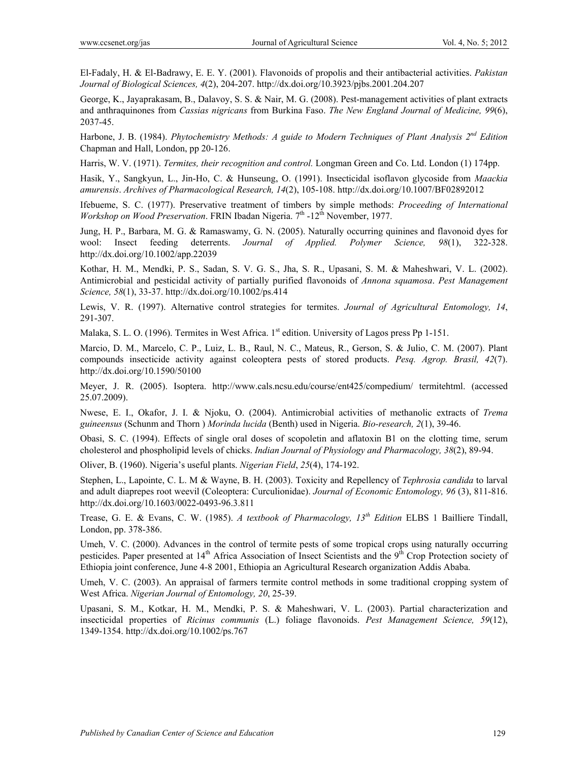El-Fadaly, H. & El-Badrawy, E. E. Y. (2001). Flavonoids of propolis and their antibacterial activities. *Pakistan Journal of Biological Sciences, 4*(2), 204-207. http://dx.doi.org/10.3923/pjbs.2001.204.207

George, K., Jayaprakasam, B., Dalavoy, S. S. & Nair, M. G. (2008). Pest-management activities of plant extracts and anthraquinones from *Cassias nigricans* from Burkina Faso. *The New England Journal of Medicine, 99*(6), 2037-45.

Harbone, J. B. (1984). *Phytochemistry Methods: A guide to Modern Techniques of Plant Analysis 2nd Edition* Chapman and Hall, London, pp 20-126.

Harris, W. V. (1971). *Termites, their recognition and control.* Longman Green and Co. Ltd. London (1) 174pp.

Hasik, Y., Sangkyun, L., Jin-Ho, C. & Hunseung, O. (1991). Insecticidal isoflavon glycoside from *Maackia amurensis*. *Archives of Pharmacological Research, 14*(2), 105-108. http://dx.doi.org/10.1007/BF02892012

Ifebueme, S. C. (1977). Preservative treatment of timbers by simple methods: *Proceeding of International Workshop on Wood Preservation*. FRIN Ibadan Nigeria. 7th -12th November, 1977.

Jung, H. P., Barbara, M. G. & Ramaswamy, G. N. (2005). Naturally occurring quinines and flavonoid dyes for wool: Insect feeding deterrents. *Journal of Applied. Polymer Science, 98*(1), 322-328. http://dx.doi.org/10.1002/app.22039

Kothar, H. M., Mendki, P. S., Sadan, S. V. G. S., Jha, S. R., Upasani, S. M. & Maheshwari, V. L. (2002). Antimicrobial and pesticidal activity of partially purified flavonoids of *Annona squamosa*. *Pest Management Science, 58*(1), 33-37. http://dx.doi.org/10.1002/ps.414

Lewis, V. R. (1997). Alternative control strategies for termites. *Journal of Agricultural Entomology, 14*, 291-307.

Malaka, S. L. O. (1996). Termites in West Africa. 1st edition. University of Lagos press Pp 1-151.

Marcio, D. M., Marcelo, C. P., Luiz, L. B., Raul, N. C., Mateus, R., Gerson, S. & Julio, C. M. (2007). Plant compounds insecticide activity against coleoptera pests of stored products. *Pesq. Agrop. Brasil, 42*(7). http://dx.doi.org/10.1590/50100

Meyer, J. R. (2005). Isoptera. http://www.cals.ncsu.edu/course/ent425/compedium/ termitehtml. (accessed 25.07.2009).

Nwese, E. I., Okafor, J. I. & Njoku, O. (2004). Antimicrobial activities of methanolic extracts of *Trema guineensus* (Schunm and Thorn ) *Morinda lucida* (Benth) used in Nigeria. *Bio-research, 2*(1), 39-46.

Obasi, S. C. (1994). Effects of single oral doses of scopoletin and aflatoxin B1 on the clotting time, serum cholesterol and phospholipid levels of chicks. *Indian Journal of Physiology and Pharmacology, 38*(2), 89-94.

Oliver, B. (1960). Nigeria's useful plants. *Nigerian Field*, *25*(4), 174-192.

Stephen, L., Lapointe, C. L. M & Wayne, B. H. (2003). Toxicity and Repellency of *Tephrosia candida* to larval and adult diaprepes root weevil (Coleoptera: Curculionidae). *Journal of Economic Entomology, 96* (3), 811-816. http://dx.doi.org/10.1603/0022-0493-96.3.811

Trease, G. E. & Evans, C. W. (1985). *A textbook of Pharmacology, 13th Edition* ELBS 1 Bailliere Tindall, London, pp. 378-386.

Umeh, V. C. (2000). Advances in the control of termite pests of some tropical crops using naturally occurring pesticides. Paper presented at 14th Africa Association of Insect Scientists and the 9th Crop Protection society of Ethiopia joint conference, June 4-8 2001, Ethiopia an Agricultural Research organization Addis Ababa.

Umeh, V. C. (2003). An appraisal of farmers termite control methods in some traditional cropping system of West Africa. *Nigerian Journal of Entomology, 20*, 25-39.

Upasani, S. M., Kotkar, H. M., Mendki, P. S. & Maheshwari, V. L. (2003). Partial characterization and insecticidal properties of *Ricinus communis* (L.) foliage flavonoids. *Pest Management Science, 59*(12), 1349-1354. http://dx.doi.org/10.1002/ps.767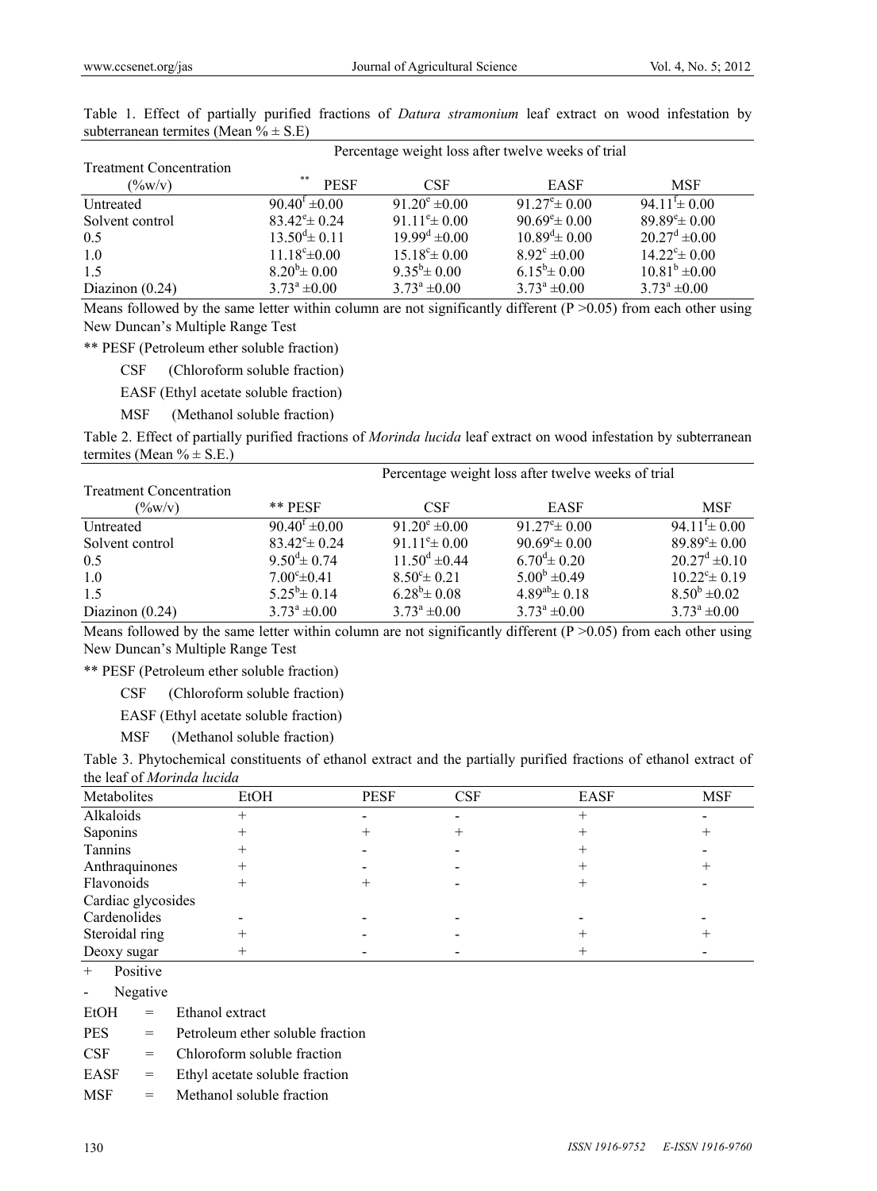Table 1. Effect of partially purified fractions of *Datura stramonium* leaf extract on wood infestation by subterranean termites (Mean % ± S.E)

| Treatment Concentration (%w/v) | Percentage weight loss after twelve weeks of trial | | | |
|---|---|---|---|---|
| | ** PESF | CSF | EASF | MSF |
| Untreated | $90.40^{f} \pm 0.00$ | $91.20^{e} \pm 0.00$ | $91.27^{e} \pm 0.00$ | $94.11^{f} \pm 0.00$ |
| Solvent control | $83.42^{e} \pm 0.24$ | $91.11^{e} \pm 0.00$ | $90.69^{e} \pm 0.00$ | $89.89^{e} \pm 0.00$ |
| 0.5 | $13.50^{d} \pm 0.11$ | $19.99^{d} \pm 0.00$ | $10.89^{d} \pm 0.00$ | $20.27^{d} \pm 0.00$ |
| 1.0 | $11.18^{c} \pm 0.00$ | $15.18^{c} \pm 0.00$ | $8.92^{c} \pm 0.00$ | $14.22^{c} \pm 0.00$ |
| 1.5 | $8.20^{b} \pm 0.00$ | $9.35^{b} \pm 0.00$ | $6.15^{b} \pm 0.00$ | $10.81^{b} \pm 0.00$ |
| Diazinon (0.24) | $3.73^{a} \pm 0.00$ | $3.73^{a} \pm 0.00$ | $3.73^{a} \pm 0.00$ | $3.73^{a} \pm 0.00$ |

Means followed by the same letter within column are not significantly different (P >0.05) from each other using New Duncan's Multiple Range Test

** PESF (Petroleum ether soluble fraction)

CSF (Chloroform soluble fraction)

EASF (Ethyl acetate soluble fraction)

MSF (Methanol soluble fraction)

Table 2. Effect of partially purified fractions of *Morinda lucida* leaf extract on wood infestation by subterranean termites (Mean % ± S.E.)

| Treatment Concentration (%w/v) | Percentage weight loss after twelve weeks of trial | | | |
|---|---|---|---|---|
| | ** PESF | CSF | EASF | MSF |
| Untreated | $90.40^{f} \pm 0.00$ | $91.20^{e} \pm 0.00$ | $91.27^{e} \pm 0.00$ | $94.11^{f} \pm 0.00$ |
| Solvent control | $83.42^{e} \pm 0.24$ | $91.11^{e} \pm 0.00$ | $90.69^{e} \pm 0.00$ | $89.89^{e} \pm 0.00$ |
| 0.5 | $9.50^{d} \pm 0.74$ | $11.50^{d} \pm 0.44$ | $6.70^{d} \pm 0.20$ | $20.27^{d} \pm 0.10$ |
| 1.0 | $7.00^{c} \pm 0.41$ | $8.50^{c} \pm 0.21$ | $5.00^{b} \pm 0.49$ | $10.22^{c} \pm 0.19$ |
| 1.5 | $5.25^{b} \pm 0.14$ | $6.28^{b} \pm 0.08$ | $4.89^{ab} \pm 0.18$ | $8.50^{b} \pm 0.02$ |
| Diazinon (0.24) | $3.73^{a} \pm 0.00$ | $3.73^{a} \pm 0.00$ | $3.73^{a} \pm 0.00$ | $3.73^{a} \pm 0.00$ |

Means followed by the same letter within column are not significantly different (P >0.05) from each other using New Duncan's Multiple Range Test

** PESF (Petroleum ether soluble fraction)

CSF (Chloroform soluble fraction)

EASF (Ethyl acetate soluble fraction)

MSF (Methanol soluble fraction)

Table 3. Phytochemical constituents of ethanol extract and the partially purified fractions of ethanol extract of the leaf of *Morinda lucida*

| Metabolites | EtOH | PESF | CSF | EASF | MSF |
|---|---|---|---|---|---|
| Alkaloids | + | - | - | + | - |
| Saponins | + | + | + | + | + |
| Tannins | + | - | - | + | - |
| Anthraquinones | + | - | - | + | + |
| Flavonoids | + | + | - | + | - |
| Cardiac glycosides | | | | | |
| Cardenolides | - | - | - | - | - |
| Steroidal ring | + | - | - | + | + |
| Deoxy sugar | + | - | - | + | - |

\+ Positive

\- Negative

EtOH = Ethanol extract

PES = Petroleum ether soluble fraction

CSF = Chloroform soluble fraction

EASF = Ethyl acetate soluble fraction

MSF = Methanol soluble fraction